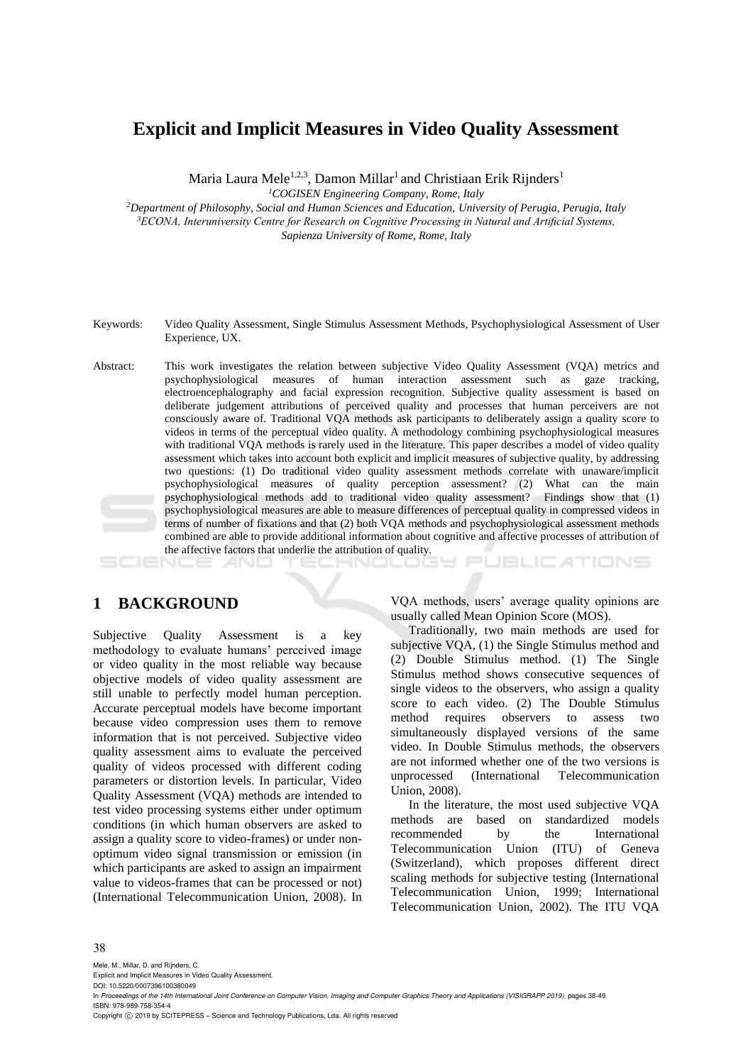# Explicit and Implicit Measures in Video Quality Assessment

Maria Laura Mele[1,2,3], Damon Millar[1] and Christiaan Erik Rijnders[1]

[1]*COGISEN Engineering Company, Rome, Italy*

[2]*Department of Philosophy, Social and Human Sciences and Education, University of Perugia, Perugia, Italy*

[3]*ECONA, Interuniversity Centre for Research on Cognitive Processing in Natural and Artificial Systems, Sapienza University of Rome, Rome, Italy*

Keywords: Video Quality Assessment, Single Stimulus Assessment Methods, Psychophysiological Assessment of User Experience, UX.

Abstract: This work investigates the relation between subjective Video Quality Assessment (VQA) metrics and psychophysiological measures of human interaction assessment such as gaze tracking, electroencephalography and facial expression recognition. Subjective quality assessment is based on deliberate judgement attributions of perceived quality and processes that human perceivers are not consciously aware of. Traditional VQA methods ask participants to deliberately assign a quality score to videos in terms of the perceptual video quality. A methodology combining psychophysiological measures with traditional VQA methods is rarely used in the literature. This paper describes a model of video quality assessment which takes into account both explicit and implicit measures of subjective quality, by addressing two questions: (1) Do traditional video quality assessment methods correlate with unaware/implicit psychophysiological measures of quality perception assessment? (2) What can the main psychophysiological methods add to traditional video quality assessment? Findings show that (1) psychophysiological measures are able to measure differences of perceptual quality in compressed videos in terms of number of fixations and that (2) both VQA methods and psychophysiological assessment methods combined are able to provide additional information about cognitive and affective processes of attribution of the affective factors that underlie the attribution of quality.

## 1 BACKGROUND

Subjective Quality Assessment is a key methodology to evaluate humans' perceived image or video quality in the most reliable way because objective models of video quality assessment are still unable to perfectly model human perception. Accurate perceptual models have become important because video compression uses them to remove information that is not perceived. Subjective video quality assessment aims to evaluate the perceived quality of videos processed with different coding parameters or distortion levels. In particular, Video Quality Assessment (VQA) methods are intended to test video processing systems either under optimum conditions (in which human observers are asked to assign a quality score to video-frames) or under non-optimum video signal transmission or emission (in which participants are asked to assign an impairment value to videos-frames that can be processed or not) (International Telecommunication Union, 2008). In VQA methods, users' average quality opinions are usually called Mean Opinion Score (MOS).

Traditionally, two main methods are used for subjective VQA, (1) the Single Stimulus method and (2) Double Stimulus method. (1) The Single Stimulus method shows consecutive sequences of single videos to the observers, who assign a quality score to each video. (2) The Double Stimulus method requires observers to assess two simultaneously displayed versions of the same video. In Double Stimulus methods, the observers are not informed whether one of the two versions is unprocessed (International Telecommunication Union, 2008).

In the literature, the most used subjective VQA methods are based on standardized models recommended by the International Telecommunication Union (ITU) of Geneva (Switzerland), which proposes different direct scaling methods for subjective testing (International Telecommunication Union, 1999; International Telecommunication Union, 2002). The ITU VQA

Mele, M., Millar, D. and Rijnders, C.
Explicit and Implicit Measures in Video Quality Assessment.
DOI: 10.5220/0007396100380049
In *Proceedings of the 14th International Joint Conference on Computer Vision, Imaging and Computer Graphics Theory and Applications (VISIGRAPP 2019)*, pages 38-49
ISBN: 978-989-758-354-4
Copyright © 2019 by SCITEPRESS – Science and Technology Publications, Lda. All rights reserved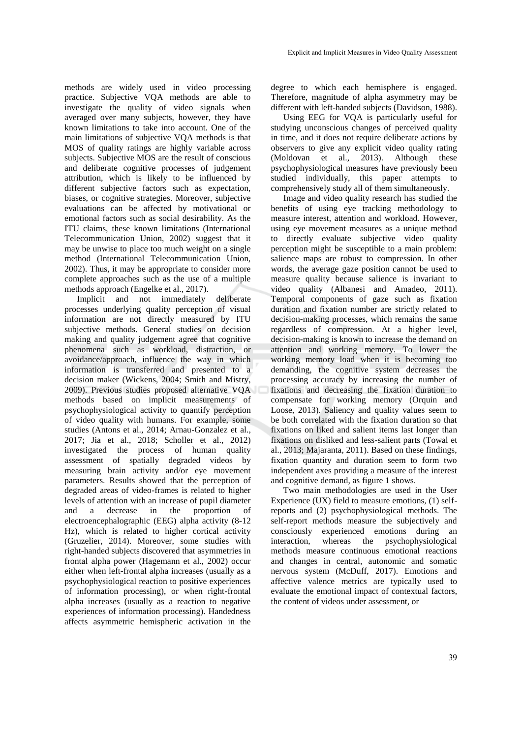methods are widely used in video processing practice. Subjective VQA methods are able to investigate the quality of video signals when averaged over many subjects, however, they have known limitations to take into account. One of the main limitations of subjective VQA methods is that MOS of quality ratings are highly variable across subjects. Subjective MOS are the result of conscious and deliberate cognitive processes of judgement attribution, which is likely to be influenced by different subjective factors such as expectation, biases, or cognitive strategies. Moreover, subjective evaluations can be affected by motivational or emotional factors such as social desirability. As the ITU claims, these known limitations (International Telecommunication Union, 2002) suggest that it may be unwise to place too much weight on a single method (International Telecommunication Union, 2002). Thus, it may be appropriate to consider more complete approaches such as the use of a multiple methods approach (Engelke et al., 2017).

Implicit and not immediately deliberate processes underlying quality perception of visual information are not directly measured by ITU subjective methods. General studies on decision making and quality judgement agree that cognitive phenomena such as workload, distraction, or avoidance/approach, influence the way in which information is transferred and presented to a decision maker (Wickens, 2004; Smith and Mistry, 2009). Previous studies proposed alternative VQA methods based on implicit measurements of psychophysiological activity to quantify perception of video quality with humans. For example, some studies (Antons et al., 2014; Arnau-Gonzalez et al., 2017; Jia et al., 2018; Scholler et al., 2012) investigated the process of human quality assessment of spatially degraded videos by measuring brain activity and/or eye movement parameters. Results showed that the perception of degraded areas of video-frames is related to higher levels of attention with an increase of pupil diameter and a decrease in the proportion of electroencephalographic (EEG) alpha activity (8-12 Hz), which is related to higher cortical activity (Gruzelier, 2014). Moreover, some studies with right-handed subjects discovered that asymmetries in frontal alpha power (Hagemann et al., 2002) occur either when left-frontal alpha increases (usually as a psychophysiological reaction to positive experiences of information processing), or when right-frontal alpha increases (usually as a reaction to negative experiences of information processing). Handedness affects asymmetric hemispheric activation in the degree to which each hemisphere is engaged. Therefore, magnitude of alpha asymmetry may be different with left-handed subjects (Davidson, 1988).

Using EEG for VQA is particularly useful for studying unconscious changes of perceived quality in time, and it does not require deliberate actions by observers to give any explicit video quality rating (Moldovan et al., 2013). Although these psychophysiological measures have previously been studied individually, this paper attempts to comprehensively study all of them simultaneously.

Image and video quality research has studied the benefits of using eye tracking methodology to measure interest, attention and workload. However, using eye movement measures as a unique method to directly evaluate subjective video quality perception might be susceptible to a main problem: salience maps are robust to compression. In other words, the average gaze position cannot be used to measure quality because salience is invariant to video quality (Albanesi and Amadeo, 2011). Temporal components of gaze such as fixation duration and fixation number are strictly related to decision-making processes, which remains the same regardless of compression. At a higher level, decision-making is known to increase the demand on attention and working memory. To lower the working memory load when it is becoming too demanding, the cognitive system decreases the processing accuracy by increasing the number of fixations and decreasing the fixation duration to compensate for working memory (Orquin and Loose, 2013). Saliency and quality values seem to be both correlated with the fixation duration so that fixations on liked and salient items last longer than fixations on disliked and less-salient parts (Towal et al., 2013; Majaranta, 2011). Based on these findings, fixation quantity and duration seem to form two independent axes providing a measure of the interest and cognitive demand, as figure 1 shows.

Two main methodologies are used in the User Experience (UX) field to measure emotions, (1) self-reports and (2) psychophysiological methods. The self-report methods measure the subjectively and consciously experienced emotions during an interaction, whereas the psychophysiological methods measure continuous emotional reactions and changes in central, autonomic and somatic nervous system (McDuff, 2017). Emotions and affective valence metrics are typically used to evaluate the emotional impact of contextual factors, the content of videos under assessment, or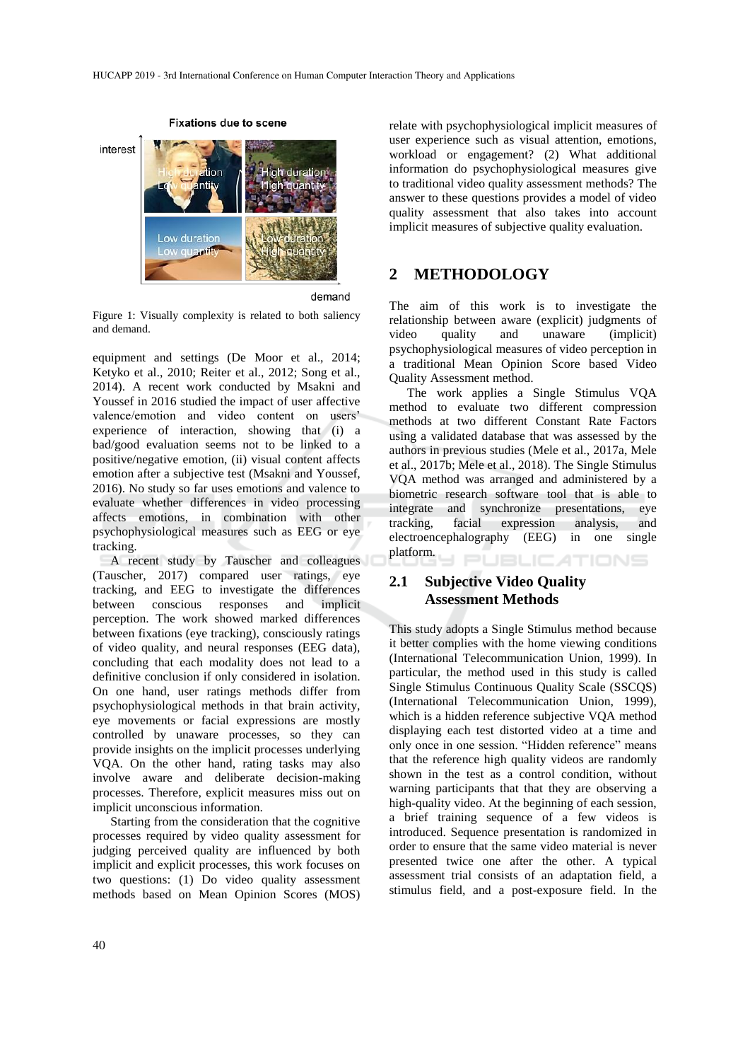Figure 1: Visually complexity is related to both saliency and demand.

equipment and settings (De Moor et al., 2014; Ketyko et al., 2010; Reiter et al., 2012; Song et al., 2014). A recent work conducted by Msakni and Youssef in 2016 studied the impact of user affective valence/emotion and video content on users' experience of interaction, showing that (i) a bad/good evaluation seems not to be linked to a positive/negative emotion, (ii) visual content affects emotion after a subjective test (Msakni and Youssef, 2016). No study so far uses emotions and valence to evaluate whether differences in video processing affects emotions, in combination with other psychophysiological measures such as EEG or eye tracking.

A recent study by Tauscher and colleagues (Tauscher, 2017) compared user ratings, eye tracking, and EEG to investigate the differences between conscious responses and implicit perception. The work showed marked differences between fixations (eye tracking), consciously ratings of video quality, and neural responses (EEG data), concluding that each modality does not lead to a definitive conclusion if only considered in isolation. On one hand, user ratings methods differ from psychophysiological methods in that brain activity, eye movements or facial expressions are mostly controlled by unaware processes, so they can provide insights on the implicit processes underlying VQA. On the other hand, rating tasks may also involve aware and deliberate decision-making processes. Therefore, explicit measures miss out on implicit unconscious information.

Starting from the consideration that the cognitive processes required by video quality assessment for judging perceived quality are influenced by both implicit and explicit processes, this work focuses on two questions: (1) Do video quality assessment methods based on Mean Opinion Scores (MOS) relate with psychophysiological implicit measures of user experience such as visual attention, emotions, workload or engagement? (2) What additional information do psychophysiological measures give to traditional video quality assessment methods? The answer to these questions provides a model of video quality assessment that also takes into account implicit measures of subjective quality evaluation.

## 2 METHODOLOGY

The aim of this work is to investigate the relationship between aware (explicit) judgments of video quality and unaware (implicit) psychophysiological measures of video perception in a traditional Mean Opinion Score based Video Quality Assessment method.

The work applies a Single Stimulus VQA method to evaluate two different compression methods at two different Constant Rate Factors using a validated database that was assessed by the authors in previous studies (Mele et al., 2017a, Mele et al., 2017b; Mele et al., 2018). The Single Stimulus VQA method was arranged and administered by a biometric research software tool that is able to integrate and synchronize presentations, eye tracking, facial expression analysis, and electroencephalography (EEG) in one single platform.

### 2.1 Subjective Video Quality Assessment Methods

This study adopts a Single Stimulus method because it better complies with the home viewing conditions (International Telecommunication Union, 1999). In particular, the method used in this study is called Single Stimulus Continuous Quality Scale (SSCQS) (International Telecommunication Union, 1999), which is a hidden reference subjective VQA method displaying each test distorted video at a time and only once in one session. "Hidden reference" means that the reference high quality videos are randomly shown in the test as a control condition, without warning participants that that they are observing a high-quality video. At the beginning of each session, a brief training sequence of a few videos is introduced. Sequence presentation is randomized in order to ensure that the same video material is never presented twice one after the other. A typical assessment trial consists of an adaptation field, a stimulus field, and a post-exposure field. In the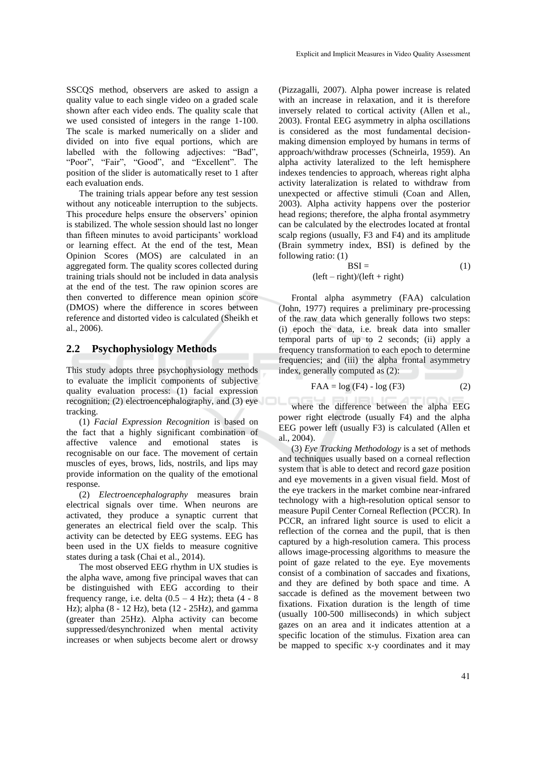SSCQS method, observers are asked to assign a quality value to each single video on a graded scale shown after each video ends. The quality scale that we used consisted of integers in the range 1-100. The scale is marked numerically on a slider and divided on into five equal portions, which are labelled with the following adjectives: "Bad", "Poor", "Fair", "Good", and "Excellent". The position of the slider is automatically reset to 1 after each evaluation ends.

The training trials appear before any test session without any noticeable interruption to the subjects. This procedure helps ensure the observers' opinion is stabilized. The whole session should last no longer than fifteen minutes to avoid participants' workload or learning effect. At the end of the test, Mean Opinion Scores (MOS) are calculated in an aggregated form. The quality scores collected during training trials should not be included in data analysis at the end of the test. The raw opinion scores are then converted to difference mean opinion score (DMOS) where the difference in scores between reference and distorted video is calculated (Sheikh et al., 2006).

## 2.2 Psychophysiology Methods

This study adopts three psychophysiology methods to evaluate the implicit components of subjective quality evaluation process: (1) facial expression recognition; (2) electroencephalography, and (3) eye tracking.

(1) *Facial Expression Recognition* is based on the fact that a highly significant combination of affective valence and emotional states is recognisable on our face. The movement of certain muscles of eyes, brows, lids, nostrils, and lips may provide information on the quality of the emotional response.

(2) *Electroencephalography* measures brain electrical signals over time. When neurons are activated, they produce a synaptic current that generates an electrical field over the scalp. This activity can be detected by EEG systems. EEG has been used in the UX fields to measure cognitive states during a task (Chai et al., 2014).

The most observed EEG rhythm in UX studies is the alpha wave, among five principal waves that can be distinguished with EEG according to their frequency range, i.e. delta (0.5 – 4 Hz); theta (4 - 8 Hz); alpha (8 - 12 Hz), beta (12 - 25Hz), and gamma (greater than 25Hz). Alpha activity can become suppressed/desynchronized when mental activity increases or when subjects become alert or drowsy (Pizzagalli, 2007). Alpha power increase is related with an increase in relaxation, and it is therefore inversely related to cortical activity (Allen et al., 2003). Frontal EEG asymmetry in alpha oscillations is considered as the most fundamental decision-making dimension employed by humans in terms of approach/withdraw processes (Schneirla, 1959). An alpha activity lateralized to the left hemisphere indexes tendencies to approach, whereas right alpha activity lateralization is related to withdraw from unexpected or affective stimuli (Coan and Allen, 2003). Alpha activity happens over the posterior head regions; therefore, the alpha frontal asymmetry can be calculated by the electrodes located at frontal scalp regions (usually, F3 and F4) and its amplitude (Brain symmetry index, BSI) is defined by the following ratio: (1)

$$\text{BSI} = (\text{left} - \text{right})/(\text{left} + \text{right}) \tag{1}$$

Frontal alpha asymmetry (FAA) calculation (John, 1977) requires a preliminary pre-processing of the raw data which generally follows two steps: (i) epoch the data, i.e. break data into smaller temporal parts of up to 2 seconds; (ii) apply a frequency transformation to each epoch to determine frequencies; and (iii) the alpha frontal asymmetry index, generally computed as (2):

$$\text{FAA} = \log(\text{F4}) - \log(\text{F3}) \tag{2}$$

where the difference between the alpha EEG power right electrode (usually F4) and the alpha EEG power left (usually F3) is calculated (Allen et al., 2004).

(3) *Eye Tracking Methodology* is a set of methods and techniques usually based on a corneal reflection system that is able to detect and record gaze position and eye movements in a given visual field. Most of the eye trackers in the market combine near-infrared technology with a high-resolution optical sensor to measure Pupil Center Corneal Reflection (PCCR). In PCCR, an infrared light source is used to elicit a reflection of the cornea and the pupil, that is then captured by a high-resolution camera. This process allows image-processing algorithms to measure the point of gaze related to the eye. Eye movements consist of a combination of saccades and fixations, and they are defined by both space and time. A saccade is defined as the movement between two fixations. Fixation duration is the length of time (usually 100-500 milliseconds) in which subject gazes on an area and it indicates attention at a specific location of the stimulus. Fixation area can be mapped to specific x-y coordinates and it may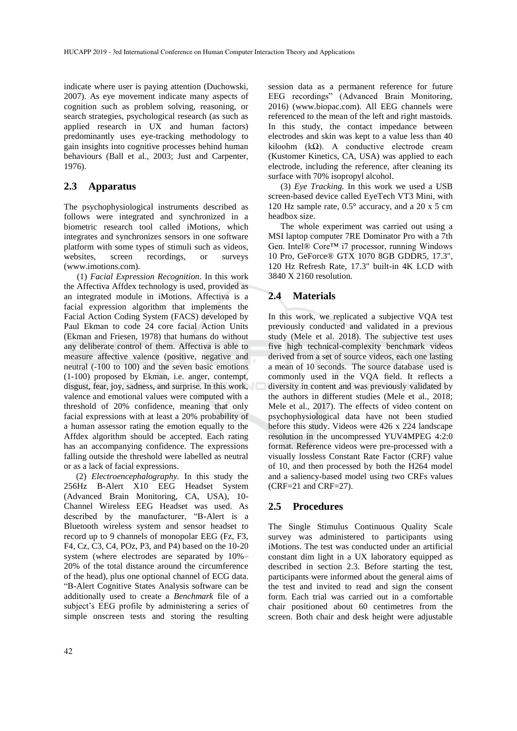indicate where user is paying attention (Duchowski, 2007). As eye movement indicate many aspects of cognition such as problem solving, reasoning, or search strategies, psychological research (as such as applied research in UX and human factors) predominantly uses eye-tracking methodology to gain insights into cognitive processes behind human behaviours (Ball et al., 2003; Just and Carpenter, 1976).

## 2.3 Apparatus

The psychophysiological instruments described as follows were integrated and synchronized in a biometric research tool called iMotions, which integrates and synchronizes sensors in one software platform with some types of stimuli such as videos, websites, screen recordings, or surveys (www.imotions.com).

(1) *Facial Expression Recognition*. In this work the Affectiva Affdex technology is used, provided as an integrated module in iMotions. Affectiva is a facial expression algorithm that implements the Facial Action Coding System (FACS) developed by Paul Ekman to code 24 core facial Action Units (Ekman and Friesen, 1978) that humans do without any deliberate control of them. Affectiva is able to measure affective valence (positive, negative and neutral (-100 to 100) and the seven basic emotions (1-100) proposed by Ekman, i.e. anger, contempt, disgust, fear, joy, sadness, and surprise. In this work, valence and emotional values were computed with a threshold of 20% confidence, meaning that only facial expressions with at least a 20% probability of a human assessor rating the emotion equally to the Affdex algorithm should be accepted. Each rating has an accompanying confidence. The expressions falling outside the threshold were labelled as neutral or as a lack of facial expressions.

(2) *Electroencephalography.* In this study the 256Hz B-Alert X10 EEG Headset System (Advanced Brain Monitoring, CA, USA), 10-Channel Wireless EEG Headset was used. As described by the manufacturer, "B-Alert is a Bluetooth wireless system and sensor headset to record up to 9 channels of monopolar EEG (Fz, F3, F4, Cz, C3, C4, POz, P3, and P4) based on the 10-20 system (where electrodes are separated by 10%–20% of the total distance around the circumference of the head), plus one optional channel of ECG data. "B-Alert Cognitive States Analysis software can be additionally used to create a *Benchmark* file of a subject's EEG profile by administering a series of simple onscreen tests and storing the resulting session data as a permanent reference for future EEG recordings" (Advanced Brain Monitoring, 2016) (www.biopac.com). All EEG channels were referenced to the mean of the left and right mastoids. In this study, the contact impedance between electrodes and skin was kept to a value less than 40 kiloohm (kΩ). A conductive electrode cream (Kustomer Kinetics, CA, USA) was applied to each electrode, including the reference, after cleaning its surface with 70% isopropyl alcohol.

(3) *Eye Tracking.* In this work we used a USB screen-based device called EyeTech VT3 Mini, with 120 Hz sample rate, 0.5° accuracy, and a 20 x 5 cm headbox size.

The whole experiment was carried out using a MSI laptop computer 7RE Dominator Pro with a 7th Gen. Intel® Core™ i7 processor, running Windows 10 Pro, GeForce® GTX 1070 8GB GDDR5, 17.3", 120 Hz Refresh Rate, 17.3" built-in 4K LCD with 3840 X 2160 resolution.

## 2.4 Materials

In this work, we replicated a subjective VQA test previously conducted and validated in a previous study (Mele et al. 2018). The subjective test uses five high technical-complexity benchmark videos derived from a set of source videos, each one lasting a mean of 10 seconds. The source database used is commonly used in the VQA field. It reflects a diversity in content and was previously validated by the authors in different studies (Mele et al., 2018; Mele et al., 2017). The effects of video content on psychophysiological data have not been studied before this study. Videos were 426 x 224 landscape resolution in the uncompressed YUV4MPEG 4:2:0 format. Reference videos were pre-processed with a visually lossless Constant Rate Factor (CRF) value of 10, and then processed by both the H264 model and a saliency-based model using two CRFs values (CRF=21 and CRF=27).

## 2.5 Procedures

The Single Stimulus Continuous Quality Scale survey was administered to participants using iMotions. The test was conducted under an artificial constant dim light in a UX laboratory equipped as described in section 2.3. Before starting the test, participants were informed about the general aims of the test and invited to read and sign the consent form. Each trial was carried out in a comfortable chair positioned about 60 centimetres from the screen. Both chair and desk height were adjustable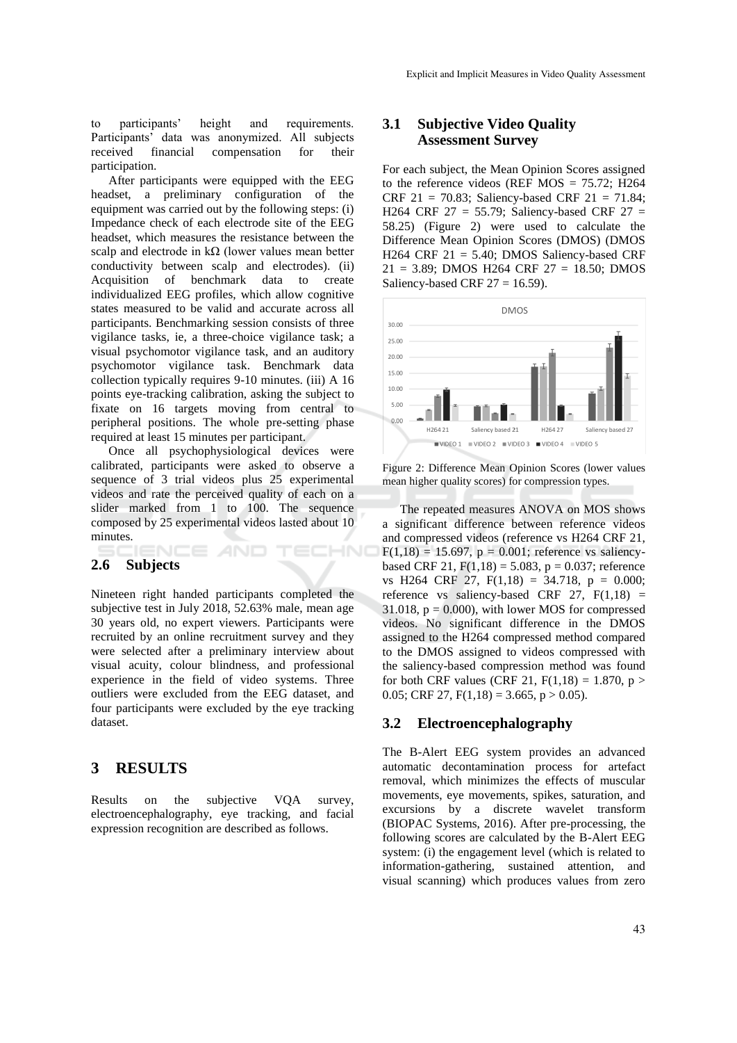to participants' height and requirements. Participants' data was anonymized. All subjects received financial compensation for their participation.

After participants were equipped with the EEG headset, a preliminary configuration of the equipment was carried out by the following steps: (i) Impedance check of each electrode site of the EEG headset, which measures the resistance between the scalp and electrode in kΩ (lower values mean better conductivity between scalp and electrodes). (ii) Acquisition of benchmark data to create individualized EEG profiles, which allow cognitive states measured to be valid and accurate across all participants. Benchmarking session consists of three vigilance tasks, ie, a three-choice vigilance task; a visual psychomotor vigilance task, and an auditory psychomotor vigilance task. Benchmark data collection typically requires 9-10 minutes. (iii) A 16 points eye-tracking calibration, asking the subject to fixate on 16 targets moving from central to peripheral positions. The whole pre-setting phase required at least 15 minutes per participant.

Once all psychophysiological devices were calibrated, participants were asked to observe a sequence of 3 trial videos plus 25 experimental videos and rate the perceived quality of each on a slider marked from 1 to 100. The sequence composed by 25 experimental videos lasted about 10 minutes.

### 2.6 Subjects

Nineteen right handed participants completed the subjective test in July 2018, 52.63% male, mean age 30 years old, no expert viewers. Participants were recruited by an online recruitment survey and they were selected after a preliminary interview about visual acuity, colour blindness, and professional experience in the field of video systems. Three outliers were excluded from the EEG dataset, and four participants were excluded by the eye tracking dataset.

## 3 RESULTS

Results on the subjective VQA survey, electroencephalography, eye tracking, and facial expression recognition are described as follows.

### 3.1 Subjective Video Quality Assessment Survey

For each subject, the Mean Opinion Scores assigned to the reference videos (REF MOS = 75.72; H264 CRF 21 = 70.83; Saliency-based CRF 21 = 71.84; H264 CRF 27 = 55.79; Saliency-based CRF 27 = 58.25) (Figure 2) were used to calculate the Difference Mean Opinion Scores (DMOS) (DMOS H264 CRF 21 = 5.40; DMOS Saliency-based CRF 21 = 3.89; DMOS H264 CRF 27 = 18.50; DMOS Saliency-based CRF 27 = 16.59).

Figure 2: Difference Mean Opinion Scores (lower values mean higher quality scores) for compression types.

The repeated measures ANOVA on MOS shows a significant difference between reference videos and compressed videos (reference vs H264 CRF 21, $F(1,18) = 15.697$, $p = 0.001$; reference vs saliency-based CRF 21, $F(1,18) = 5.083$, $p = 0.037$; reference vs H264 CRF 27, $F(1,18) = 34.718$, $p = 0.000$; reference vs saliency-based CRF 27, $F(1,18) = 31.018$, $p = 0.000$), with lower MOS for compressed videos. No significant difference in the DMOS assigned to the H264 compressed method compared to the DMOS assigned to videos compressed with the saliency-based compression method was found for both CRF values (CRF 21, $F(1,18) = 1.870$, $p > 0.05$; CRF 27, $F(1,18) = 3.665$, $p > 0.05$).

### 3.2 Electroencephalography

The B-Alert EEG system provides an advanced automatic decontamination process for artefact removal, which minimizes the effects of muscular movements, eye movements, spikes, saturation, and excursions by a discrete wavelet transform (BIOPAC Systems, 2016). After pre-processing, the following scores are calculated by the B-Alert EEG system: (i) the engagement level (which is related to information-gathering, sustained attention, and visual scanning) which produces values from zero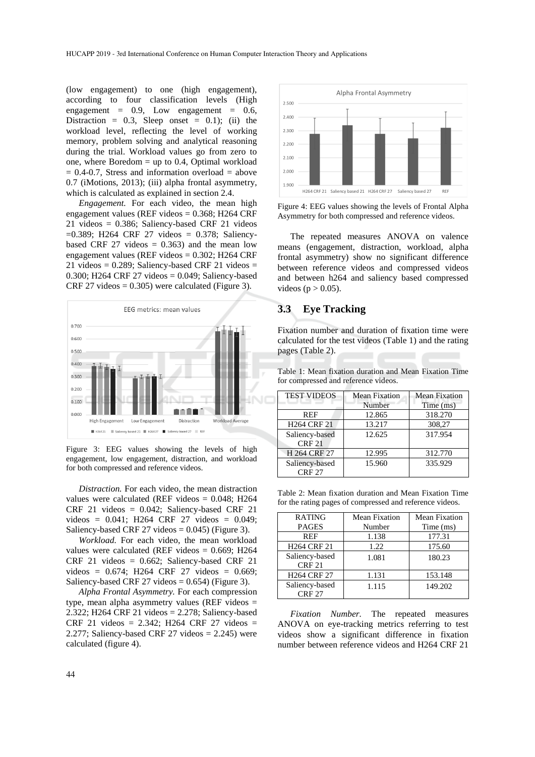(low engagement) to one (high engagement), according to four classification levels (High engagement = 0.9, Low engagement = 0.6, Distraction = 0.3, Sleep onset = 0.1); (ii) the workload level, reflecting the level of working memory, problem solving and analytical reasoning during the trial. Workload values go from zero to one, where Boredom = up to 0.4, Optimal workload = 0.4-0.7, Stress and information overload = above 0.7 (iMotions, 2013); (iii) alpha frontal asymmetry, which is calculated as explained in section 2.4.

*Engagement.* For each video, the mean high engagement values (REF videos = 0.368; H264 CRF 21 videos = 0.386; Saliency-based CRF 21 videos =0.389; H264 CRF 27 videos = 0.378; Saliency-based CRF 27 videos = 0.363) and the mean low engagement values (REF videos = 0.302; H264 CRF 21 videos = 0.289; Saliency-based CRF 21 videos = 0.300; H264 CRF 27 videos = 0.049; Saliency-based CRF 27 videos = 0.305) were calculated (Figure 3).

Figure 3: EEG values showing the levels of high engagement, low engagement, distraction, and workload for both compressed and reference videos.

*Distraction.* For each video, the mean distraction values were calculated (REF videos = 0.048; H264 CRF 21 videos = 0.042; Saliency-based CRF 21 videos = 0.041; H264 CRF 27 videos = 0.049; Saliency-based CRF 27 videos = 0.045) (Figure 3).

*Workload.* For each video, the mean workload values were calculated (REF videos = 0.669; H264 CRF 21 videos = 0.662; Saliency-based CRF 21 videos = 0.674; H264 CRF 27 videos = 0.669; Saliency-based CRF 27 videos = 0.654) (Figure 3).

*Alpha Frontal Asymmetry.* For each compression type, mean alpha asymmetry values (REF videos = 2.322; H264 CRF 21 videos = 2.278; Saliency-based CRF 21 videos = 2.342; H264 CRF 27 videos = 2.277; Saliency-based CRF 27 videos = 2.245) were calculated (figure 4).

Figure 4: EEG values showing the levels of Frontal Alpha Asymmetry for both compressed and reference videos.

The repeated measures ANOVA on valence means (engagement, distraction, workload, alpha frontal asymmetry) show no significant difference between reference videos and compressed videos and between h264 and saliency based compressed videos ($p > 0.05$).

## 3.3 Eye Tracking

Fixation number and duration of fixation time were calculated for the test videos (Table 1) and the rating pages (Table 2).

Table 1: Mean fixation duration and Mean Fixation Time for compressed and reference videos.

| TEST VIDEOS | Mean Fixation Number | Mean Fixation Time (ms) |
|---|---|---|
| REF | 12.865 | 318.270 |
| H264 CRF 21 | 13.217 | 308,27 |
| Saliency-based CRF 21 | 12.625 | 317.954 |
| H 264 CRF 27 | 12.995 | 312.770 |
| Saliency-based CRF 27 | 15.960 | 335.929 |

Table 2: Mean fixation duration and Mean Fixation Time for the rating pages of compressed and reference videos.

| RATING PAGES | Mean Fixation Number | Mean Fixation Time (ms) |
|---|---|---|
| REF | 1.138 | 177.31 |
| H264 CRF 21 | 1.22 | 175.60 |
| Saliency-based CRF 21 | 1.081 | 180.23 |
| H264 CRF 27 | 1.131 | 153.148 |
| Saliency-based CRF 27 | 1.115 | 149.202 |

*Fixation Number.* The repeated measures ANOVA on eye-tracking metrics referring to test videos show a significant difference in fixation number between reference videos and H264 CRF 21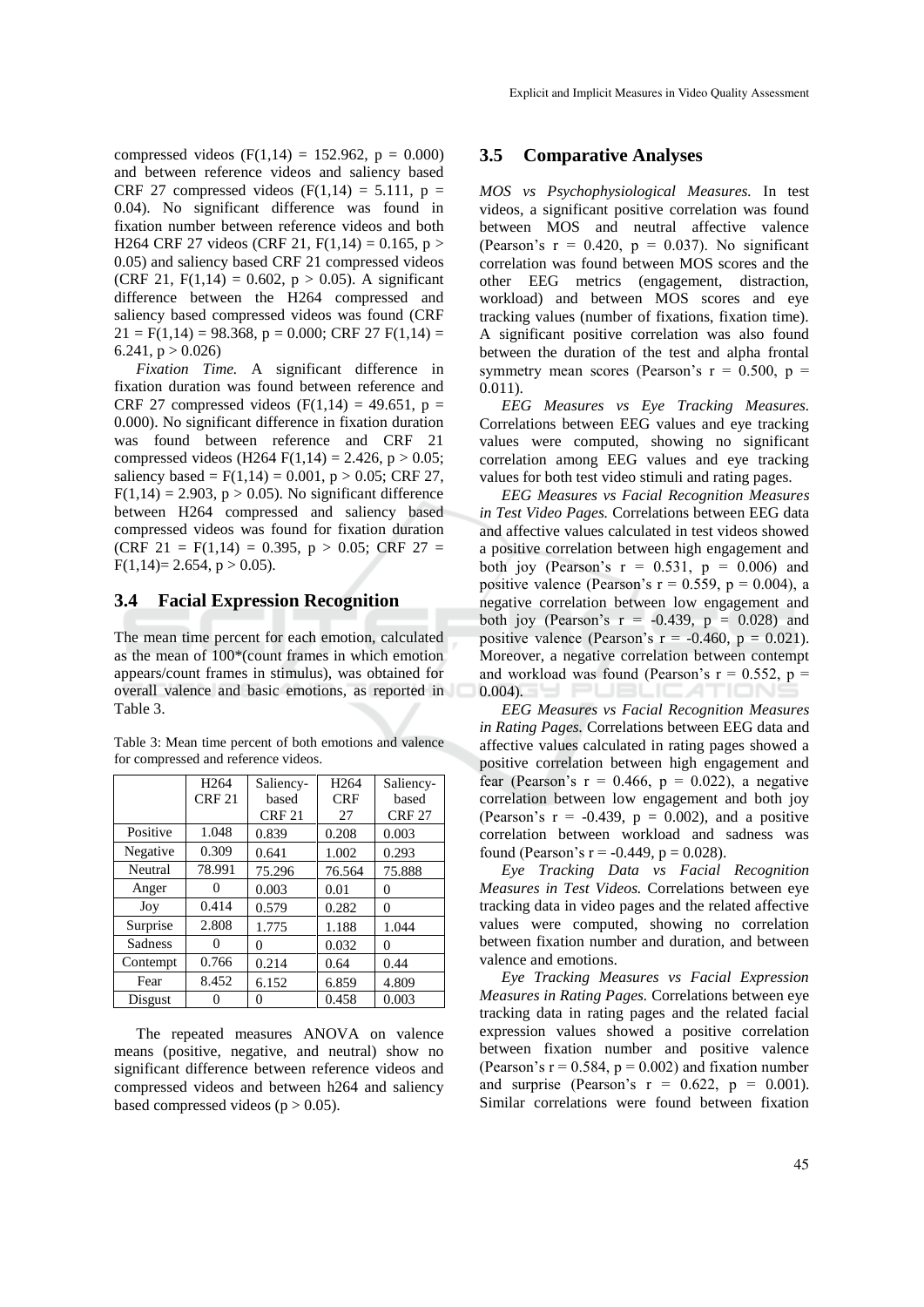compressed videos ($F(1,14) = 152.962$, $p = 0.000$) and between reference videos and saliency based CRF 27 compressed videos ($F(1,14) = 5.111$, $p = 0.04$). No significant difference was found in fixation number between reference videos and both H264 CRF 27 videos (CRF 21, $F(1,14) = 0.165$, $p > 0.05$) and saliency based CRF 21 compressed videos (CRF 21, $F(1,14) = 0.602$, $p > 0.05$). A significant difference between the H264 compressed and saliency based compressed videos was found (CRF 21 = $F(1,14) = 98.368$, $p = 0.000$; CRF 27 $F(1,14) = 6.241$, $p > 0.026$)

*Fixation Time.* A significant difference in fixation duration was found between reference and CRF 27 compressed videos ($F(1,14) = 49.651$, $p = 0.000$). No significant difference in fixation duration was found between reference and CRF 21 compressed videos (H264 $F(1,14) = 2.426$, $p > 0.05$; saliency based = $F(1,14) = 0.001$, $p > 0.05$; CRF 27, $F(1,14) = 2.903$, $p > 0.05$). No significant difference between H264 compressed and saliency based compressed videos was found for fixation duration (CRF 21 = $F(1,14) = 0.395$, $p > 0.05$; CRF 27 = $F(1,14) = 2.654$, $p > 0.05$).

### 3.4 Facial Expression Recognition

The mean time percent for each emotion, calculated as the mean of 100*(count frames in which emotion appears/count frames in stimulus), was obtained for overall valence and basic emotions, as reported in Table 3.

Table 3: Mean time percent of both emotions and valence for compressed and reference videos.

| | H264 CRF 21 | Saliency-based CRF 21 | H264 CRF 27 | Saliency-based CRF 27 |
|---|---|---|---|---|
| Positive | 1.048 | 0.839 | 0.208 | 0.003 |
| Negative | 0.309 | 0.641 | 1.002 | 0.293 |
| Neutral | 78.991 | 75.296 | 76.564 | 75.888 |
| Anger | 0 | 0.003 | 0.01 | 0 |
| Joy | 0.414 | 0.579 | 0.282 | 0 |
| Surprise | 2.808 | 1.775 | 1.188 | 1.044 |
| Sadness | 0 | 0 | 0.032 | 0 |
| Contempt | 0.766 | 0.214 | 0.64 | 0.44 |
| Fear | 8.452 | 6.152 | 6.859 | 4.809 |
| Disgust | 0 | 0 | 0.458 | 0.003 |

The repeated measures ANOVA on valence means (positive, negative, and neutral) show no significant difference between reference videos and compressed videos and between h264 and saliency based compressed videos ($p > 0.05$).

### 3.5 Comparative Analyses

*MOS vs Psychophysiological Measures.* In test videos, a significant positive correlation was found between MOS and neutral affective valence (Pearson's $r = 0.420$, $p = 0.037$). No significant correlation was found between MOS scores and the other EEG metrics (engagement, distraction, workload) and between MOS scores and eye tracking values (number of fixations, fixation time). A significant positive correlation was also found between the duration of the test and alpha frontal symmetry mean scores (Pearson's $r = 0.500$, $p = 0.011$).

*EEG Measures vs Eye Tracking Measures.* Correlations between EEG values and eye tracking values were computed, showing no significant correlation among EEG values and eye tracking values for both test video stimuli and rating pages.

*EEG Measures vs Facial Recognition Measures in Test Video Pages.* Correlations between EEG data and affective values calculated in test videos showed a positive correlation between high engagement and both joy (Pearson's $r = 0.531$, $p = 0.006$) and positive valence (Pearson's $r = 0.559$, $p = 0.004$), a negative correlation between low engagement and both joy (Pearson's $r = -0.439$, $p = 0.028$) and positive valence (Pearson's $r = -0.460$, $p = 0.021$). Moreover, a negative correlation between contempt and workload was found (Pearson's $r = 0.552$, $p = 0.004$).

*EEG Measures vs Facial Recognition Measures in Rating Pages.* Correlations between EEG data and affective values calculated in rating pages showed a positive correlation between high engagement and fear (Pearson's $r = 0.466$, $p = 0.022$), a negative correlation between low engagement and both joy (Pearson's $r = -0.439$, $p = 0.002$), and a positive correlation between workload and sadness was found (Pearson's $r = -0.449$, $p = 0.028$).

*Eye Tracking Data vs Facial Recognition Measures in Test Videos.* Correlations between eye tracking data in video pages and the related affective values were computed, showing no correlation between fixation number and duration, and between valence and emotions.

*Eye Tracking Measures vs Facial Expression Measures in Rating Pages.* Correlations between eye tracking data in rating pages and the related facial expression values showed a positive correlation between fixation number and positive valence (Pearson's $r = 0.584$, $p = 0.002$) and fixation number and surprise (Pearson's $r = 0.622$, $p = 0.001$). Similar correlations were found between fixation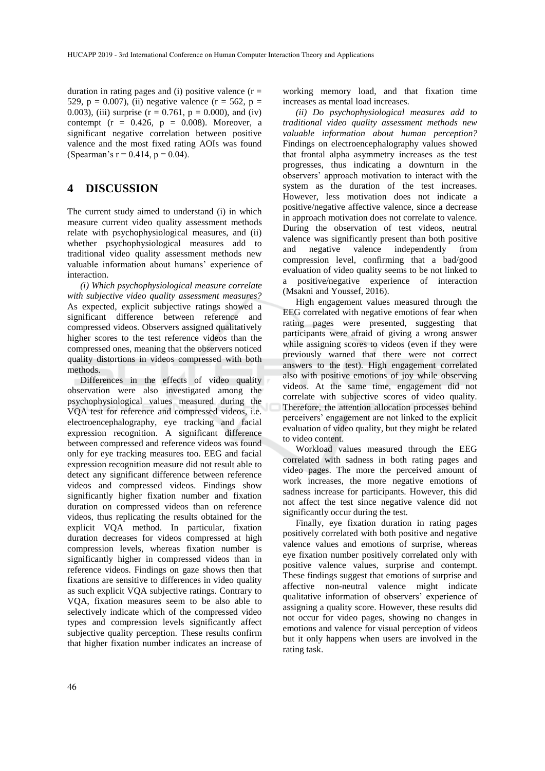duration in rating pages and (i) positive valence ($r = 529$, $p = 0.007$), (ii) negative valence ($r = 562$, $p = 0.003$), (iii) surprise ($r = 0.761$, $p = 0.000$), and (iv) contempt ($r = 0.426$, $p = 0.008$). Moreover, a significant negative correlation between positive valence and the most fixed rating AOIs was found (Spearman's $r = 0.414$, $p = 0.04$).

# 4 DISCUSSION

The current study aimed to understand (i) in which measure current video quality assessment methods relate with psychophysiological measures, and (ii) whether psychophysiological measures add to traditional video quality assessment methods new valuable information about humans' experience of interaction.

*(i) Which psychophysiological measure correlate with subjective video quality assessment measures?* As expected, explicit subjective ratings showed a significant difference between reference and compressed videos. Observers assigned qualitatively higher scores to the test reference videos than the compressed ones, meaning that the observers noticed quality distortions in videos compressed with both methods.

Differences in the effects of video quality observation were also investigated among the psychophysiological values measured during the VQA test for reference and compressed videos, i.e. electroencephalography, eye tracking and facial expression recognition. A significant difference between compressed and reference videos was found only for eye tracking measures too. EEG and facial expression recognition measure did not result able to detect any significant difference between reference videos and compressed videos. Findings show significantly higher fixation number and fixation duration on compressed videos than on reference videos, thus replicating the results obtained for the explicit VQA method. In particular, fixation duration decreases for videos compressed at high compression levels, whereas fixation number is significantly higher in compressed videos than in reference videos. Findings on gaze shows then that fixations are sensitive to differences in video quality as such explicit VQA subjective ratings. Contrary to VQA, fixation measures seem to be also able to selectively indicate which of the compressed video types and compression levels significantly affect subjective quality perception. These results confirm that higher fixation number indicates an increase of working memory load, and that fixation time increases as mental load increases.

*(ii) Do psychophysiological measures add to traditional video quality assessment methods new valuable information about human perception?* Findings on electroencephalography values showed that frontal alpha asymmetry increases as the test progresses, thus indicating a downturn in the observers' approach motivation to interact with the system as the duration of the test increases. However, less motivation does not indicate a positive/negative affective valence, since a decrease in approach motivation does not correlate to valence. During the observation of test videos, neutral valence was significantly present than both positive and negative valence independently from compression level, confirming that a bad/good evaluation of video quality seems to be not linked to a positive/negative experience of interaction (Msakni and Youssef, 2016).

High engagement values measured through the EEG correlated with negative emotions of fear when rating pages were presented, suggesting that participants were afraid of giving a wrong answer while assigning scores to videos (even if they were previously warned that there were not correct answers to the test). High engagement correlated also with positive emotions of joy while observing videos. At the same time, engagement did not correlate with subjective scores of video quality. Therefore, the attention allocation processes behind perceivers' engagement are not linked to the explicit evaluation of video quality, but they might be related to video content.

Workload values measured through the EEG correlated with sadness in both rating pages and video pages. The more the perceived amount of work increases, the more negative emotions of sadness increase for participants. However, this did not affect the test since negative valence did not significantly occur during the test.

Finally, eye fixation duration in rating pages positively correlated with both positive and negative valence values and emotions of surprise, whereas eye fixation number positively correlated only with positive valence values, surprise and contempt. These findings suggest that emotions of surprise and affective non-neutral valence might indicate qualitative information of observers' experience of assigning a quality score. However, these results did not occur for video pages, showing no changes in emotions and valence for visual perception of videos but it only happens when users are involved in the rating task.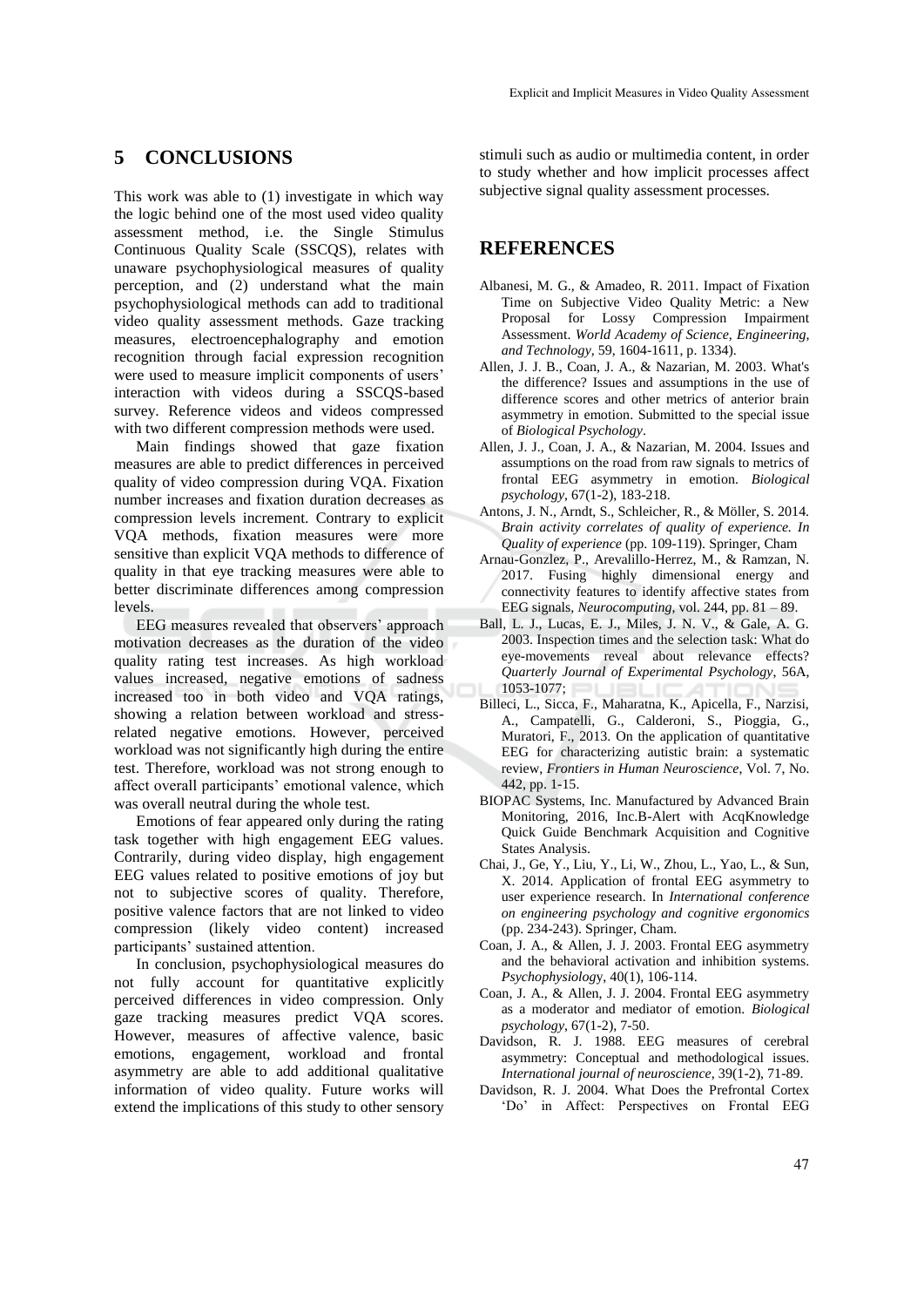## 5 CONCLUSIONS

This work was able to (1) investigate in which way the logic behind one of the most used video quality assessment method, i.e. the Single Stimulus Continuous Quality Scale (SSCQS), relates with unaware psychophysiological measures of quality perception, and (2) understand what the main psychophysiological methods can add to traditional video quality assessment methods. Gaze tracking measures, electroencephalography and emotion recognition through facial expression recognition were used to measure implicit components of users' interaction with videos during a SSCQS-based survey. Reference videos and videos compressed with two different compression methods were used.

Main findings showed that gaze fixation measures are able to predict differences in perceived quality of video compression during VQA. Fixation number increases and fixation duration decreases as compression levels increment. Contrary to explicit VQA methods, fixation measures were more sensitive than explicit VQA methods to difference of quality in that eye tracking measures were able to better discriminate differences among compression levels.

EEG measures revealed that observers' approach motivation decreases as the duration of the video quality rating test increases. As high workload values increased, negative emotions of sadness increased too in both video and VQA ratings, showing a relation between workload and stress-related negative emotions. However, perceived workload was not significantly high during the entire test. Therefore, workload was not strong enough to affect overall participants' emotional valence, which was overall neutral during the whole test.

Emotions of fear appeared only during the rating task together with high engagement EEG values. Contrarily, during video display, high engagement EEG values related to positive emotions of joy but not to subjective scores of quality. Therefore, positive valence factors that are not linked to video compression (likely video content) increased participants' sustained attention.

In conclusion, psychophysiological measures do not fully account for quantitative explicitly perceived differences in video compression. Only gaze tracking measures predict VQA scores. However, measures of affective valence, basic emotions, engagement, workload and frontal asymmetry are able to add additional qualitative information of video quality. Future works will extend the implications of this study to other sensory stimuli such as audio or multimedia content, in order to study whether and how implicit processes affect subjective signal quality assessment processes.

## REFERENCES

Albanesi, M. G., & Amadeo, R. 2011. Impact of Fixation Time on Subjective Video Quality Metric: a New Proposal for Lossy Compression Impairment Assessment. *World Academy of Science, Engineering, and Technology*, 59, 1604-1611, p. 1334).

Allen, J. J. B., Coan, J. A., & Nazarian, M. 2003. What's the difference? Issues and assumptions in the use of difference scores and other metrics of anterior brain asymmetry in emotion. Submitted to the special issue of *Biological Psychology*.

Allen, J. J., Coan, J. A., & Nazarian, M. 2004. Issues and assumptions on the road from raw signals to metrics of frontal EEG asymmetry in emotion. *Biological psychology*, 67(1-2), 183-218.

Antons, J. N., Arndt, S., Schleicher, R., & Möller, S. 2014. *Brain activity correlates of quality of experience. In Quality of experience* (pp. 109-119). Springer, Cham

Arnau-Gonzlez, P., Arevalillo-Herrez, M., & Ramzan, N. 2017. Fusing highly dimensional energy and connectivity features to identify affective states from EEG signals, *Neurocomputing*, vol. 244, pp. 81 – 89.

Ball, L. J., Lucas, E. J., Miles, J. N. V., & Gale, A. G. 2003. Inspection times and the selection task: What do eye-movements reveal about relevance effects? *Quarterly Journal of Experimental Psychology*, 56A, 1053-1077;

Billeci, L., Sicca, F., Maharatna, K., Apicella, F., Narzisi, A., Campatelli, G., Calderoni, S., Pioggia, G., Muratori, F., 2013. On the application of quantitative EEG for characterizing autistic brain: a systematic review, *Frontiers in Human Neuroscience*, Vol. 7, No. 442, pp. 1-15.

BIOPAC Systems, Inc. Manufactured by Advanced Brain Monitoring, 2016, Inc.B-Alert with AcqKnowledge Quick Guide Benchmark Acquisition and Cognitive States Analysis.

Chai, J., Ge, Y., Liu, Y., Li, W., Zhou, L., Yao, L., & Sun, X. 2014. Application of frontal EEG asymmetry to user experience research. In *International conference on engineering psychology and cognitive ergonomics* (pp. 234-243). Springer, Cham.

Coan, J. A., & Allen, J. J. 2003. Frontal EEG asymmetry and the behavioral activation and inhibition systems. *Psychophysiology*, 40(1), 106-114.

Coan, J. A., & Allen, J. J. 2004. Frontal EEG asymmetry as a moderator and mediator of emotion. *Biological psychology*, 67(1-2), 7-50.

Davidson, R. J. 1988. EEG measures of cerebral asymmetry: Conceptual and methodological issues. *International journal of neuroscience*, 39(1-2), 71-89.

Davidson, R. J. 2004. What Does the Prefrontal Cortex 'Do' in Affect: Perspectives on Frontal EEG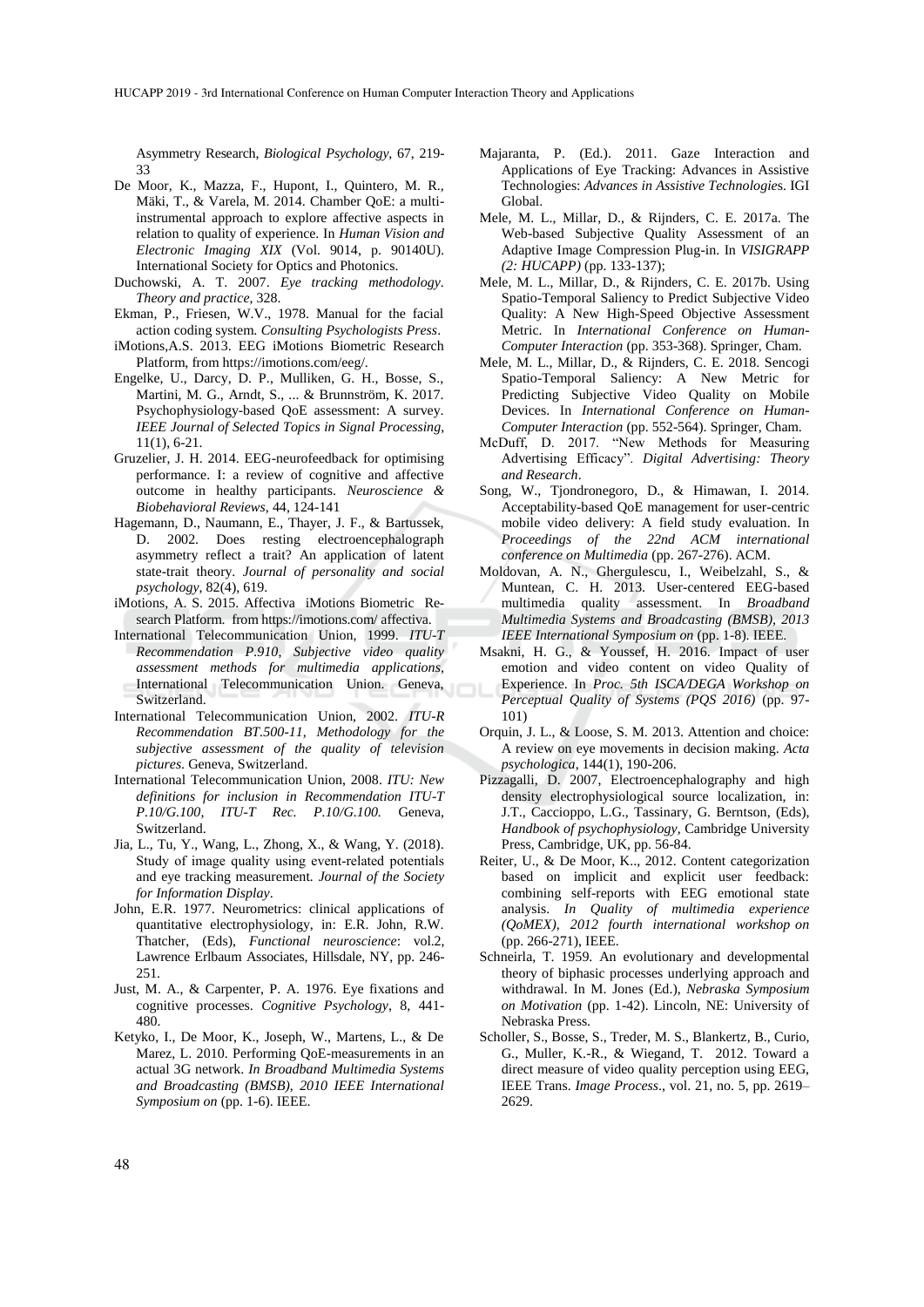Asymmetry Research, *Biological Psychology*, 67, 219-33

De Moor, K., Mazza, F., Hupont, I., Quintero, M. R., Mäki, T., & Varela, M. 2014. Chamber QoE: a multi-instrumental approach to explore affective aspects in relation to quality of experience. In *Human Vision and Electronic Imaging XIX* (Vol. 9014, p. 90140U). International Society for Optics and Photonics.

Duchowski, A. T. 2007. *Eye tracking methodology. Theory and practice*, 328.

Ekman, P., Friesen, W.V., 1978. Manual for the facial action coding system. *Consulting Psychologists Press*.

iMotions,A.S. 2013. EEG iMotions Biometric Research Platform, from https://imotions.com/eeg/.

Engelke, U., Darcy, D. P., Mulliken, G. H., Bosse, S., Martini, M. G., Arndt, S., ... & Brunnström, K. 2017. Psychophysiology-based QoE assessment: A survey. *IEEE Journal of Selected Topics in Signal Processing*, 11(1), 6-21.

Gruzelier, J. H. 2014. EEG-neurofeedback for optimising performance. I: a review of cognitive and affective outcome in healthy participants. *Neuroscience & Biobehavioral Reviews*, 44, 124-141

Hagemann, D., Naumann, E., Thayer, J. F., & Bartussek, D. 2002. Does resting electroencephalograph asymmetry reflect a trait? An application of latent state-trait theory. *Journal of personality and social psychology*, 82(4), 619.

iMotions, A. S. 2015. Affectiva iMotions Biometric Research Platform. from https://imotions.com/ affectiva.

International Telecommunication Union, 1999. *ITU-T Recommendation P.910, Subjective video quality assessment methods for multimedia applications*, International Telecommunication Union. Geneva, Switzerland.

International Telecommunication Union, 2002. *ITU-R Recommendation BT.500-11, Methodology for the subjective assessment of the quality of television pictures*. Geneva, Switzerland.

International Telecommunication Union, 2008. *ITU: New definitions for inclusion in Recommendation ITU-T P.10/G.100, ITU-T Rec. P.10/G.100.* Geneva, Switzerland.

Jia, L., Tu, Y., Wang, L., Zhong, X., & Wang, Y. (2018). Study of image quality using event-related potentials and eye tracking measurement. *Journal of the Society for Information Display*.

John, E.R. 1977. Neurometrics: clinical applications of quantitative electrophysiology, in: E.R. John, R.W. Thatcher, (Eds), *Functional neuroscience*: vol.2, Lawrence Erlbaum Associates, Hillsdale, NY, pp. 246-251.

Just, M. A., & Carpenter, P. A. 1976. Eye fixations and cognitive processes. *Cognitive Psychology*, 8, 441-480.

Ketyko, I., De Moor, K., Joseph, W., Martens, L., & De Marez, L. 2010. Performing QoE-measurements in an actual 3G network. *In Broadband Multimedia Systems and Broadcasting (BMSB), 2010 IEEE International Symposium on* (pp. 1-6). IEEE.

Majaranta, P. (Ed.). 2011. Gaze Interaction and Applications of Eye Tracking: Advances in Assistive Technologies: *Advances in Assistive Technologies*. IGI Global.

Mele, M. L., Millar, D., & Rijnders, C. E. 2017a. The Web-based Subjective Quality Assessment of an Adaptive Image Compression Plug-in. In *VISIGRAPP (2: HUCAPP)* (pp. 133-137);

Mele, M. L., Millar, D., & Rijnders, C. E. 2017b. Using Spatio-Temporal Saliency to Predict Subjective Video Quality: A New High-Speed Objective Assessment Metric. In *International Conference on Human-Computer Interaction* (pp. 353-368). Springer, Cham.

Mele, M. L., Millar, D., & Rijnders, C. E. 2018. Sencogi Spatio-Temporal Saliency: A New Metric for Predicting Subjective Video Quality on Mobile Devices. In *International Conference on Human-Computer Interaction* (pp. 552-564). Springer, Cham.

McDuff, D. 2017. "New Methods for Measuring Advertising Efficacy". *Digital Advertising: Theory and Research*.

Song, W., Tjondronegoro, D., & Himawan, I. 2014. Acceptability-based QoE management for user-centric mobile video delivery: A field study evaluation. In *Proceedings of the 22nd ACM international conference on Multimedia* (pp. 267-276). ACM.

Moldovan, A. N., Ghergulescu, I., Weibelzahl, S., & Muntean, C. H. 2013. User-centered EEG-based multimedia quality assessment. In *Broadband Multimedia Systems and Broadcasting (BMSB), 2013 IEEE International Symposium on* (pp. 1-8). IEEE.

Msakni, H. G., & Youssef, H. 2016. Impact of user emotion and video content on video Quality of Experience. In *Proc. 5th ISCA/DEGA Workshop on Perceptual Quality of Systems (PQS 2016)* (pp. 97-101)

Orquin, J. L., & Loose, S. M. 2013. Attention and choice: A review on eye movements in decision making. *Acta psychologica*, 144(1), 190-206.

Pizzagalli, D. 2007, Electroencephalography and high density electrophysiological source localization, in: J.T., Caccioppo, L.G., Tassinary, G. Berntson, (Eds), *Handbook of psychophysiology*, Cambridge University Press, Cambridge, UK, pp. 56-84.

Reiter, U., & De Moor, K.., 2012. Content categorization based on implicit and explicit user feedback: combining self-reports with EEG emotional state analysis. *In Quality of multimedia experience (QoMEX), 2012 fourth international workshop on* (pp. 266-271), IEEE.

Schneirla, T. 1959. An evolutionary and developmental theory of biphasic processes underlying approach and withdrawal. In M. Jones (Ed.), *Nebraska Symposium on Motivation* (pp. 1-42). Lincoln, NE: University of Nebraska Press.

Scholler, S., Bosse, S., Treder, M. S., Blankertz, B., Curio, G., Muller, K.-R., & Wiegand, T. 2012. Toward a direct measure of video quality perception using EEG, IEEE Trans. *Image Process*., vol. 21, no. 5, pp. 2619–2629.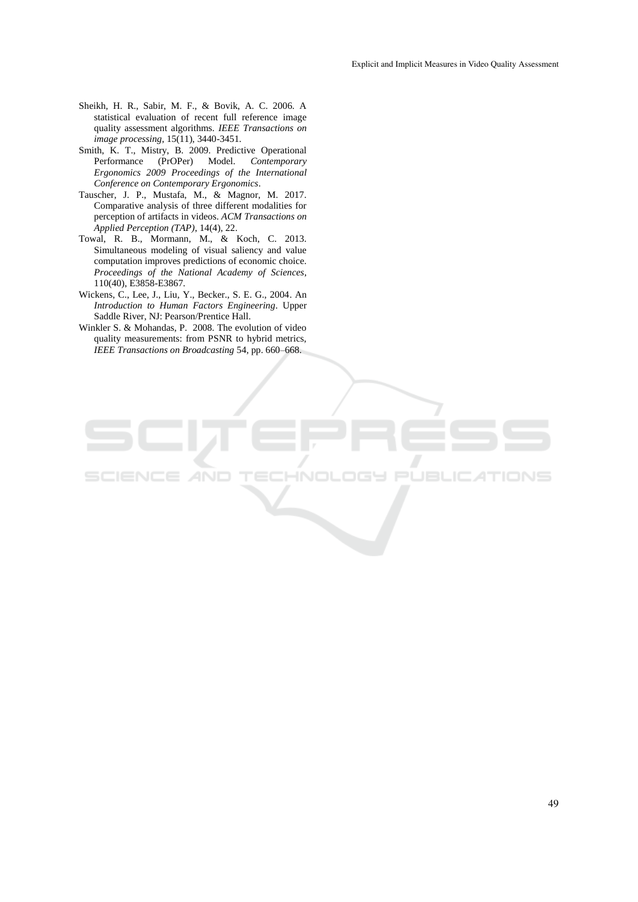Sheikh, H. R., Sabir, M. F., & Bovik, A. C. 2006. A statistical evaluation of recent full reference image quality assessment algorithms. *IEEE Transactions on image processing*, 15(11), 3440-3451.

Smith, K. T., Mistry, B. 2009. Predictive Operational Performance (PrOPer) Model. *Contemporary Ergonomics 2009 Proceedings of the International Conference on Contemporary Ergonomics*.

Tauscher, J. P., Mustafa, M., & Magnor, M. 2017. Comparative analysis of three different modalities for perception of artifacts in videos. *ACM Transactions on Applied Perception (TAP)*, 14(4), 22.

Towal, R. B., Mormann, M., & Koch, C. 2013. Simultaneous modeling of visual saliency and value computation improves predictions of economic choice. *Proceedings of the National Academy of Sciences*, 110(40), E3858-E3867.

Wickens, C., Lee, J., Liu, Y., Becker., S. E. G., 2004. An *Introduction to Human Factors Engineering*. Upper Saddle River, NJ: Pearson/Prentice Hall.

Winkler S. & Mohandas, P. 2008. The evolution of video quality measurements: from PSNR to hybrid metrics, *IEEE Transactions on Broadcasting* 54, pp. 660–668.